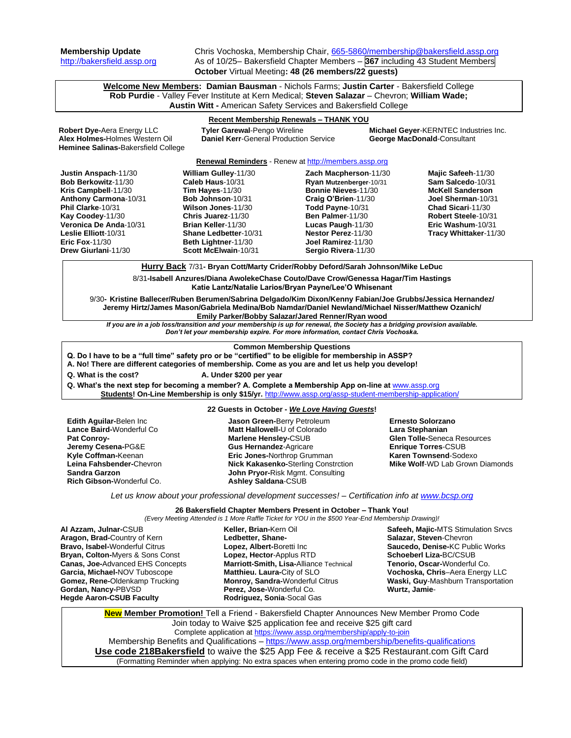**Membership Update**
http://bakersfield.assp.org

Chris Vochoska, Membership Chair, 665-5860/membership@bakersfield.assp.org
As of 10/25– Bakersfield Chapter Members – **367** including 43 Student Members
**October** Virtual Meeting**: 48 (26 members/22 guests)**

**Welcome New Members: Damian Bausman** - Nichols Farms; **Justin Carter** - Bakersfield College
**Rob Purdie** - Valley Fever Institute at Kern Medical; **Steven Salazar** – Chevron; **William Wade; Austin Witt -** American Safety Services and Bakersfield College

**Recent Membership Renewals – THANK YOU**

**Robert Dye-**Aera Energy LLC
**Alex Holmes-**Holmes Western Oil
**Heminee Salinas-**Bakersfield College
**Tyler Garewal**-Pengo Wireline
**Daniel Kerr**-General Production Service
**Michael Geyer**-KERNTEC Industries Inc.
**George MacDonald**-Consultant

**Renewal Reminders** - Renew at http://members.assp.org

**Justin Anspach**-11/30
**Bob Berkowitz**-11/30
**Kris Campbell**-11/30
**Anthony Carmona**-10/31
**Phil Clarke**-10/31
**Kay Coodey**-11/30
**Veronica De Anda**-10/31
**Leslie Elliott**-10/31
**Eric Fox**-11/30
**Drew Giurlani**-11/30
**William Gulley**-11/30
**Caleb Haus**-10/31
**Tim Hayes**-11/30
**Bob Johnson**-10/31
**Wilson Jones**-11/30
**Chris Juarez**-11/30
**Brian Keller**-11/30
**Shane Ledbetter**-10/31
**Beth Lightner**-11/30
**Scott McElwain**-10/31
**Zach Macpherson**-11/30
**Ryan Mutzenberger**-10/31
**Bonnie Nieves**-11/30
**Craig O'Brien**-11/30
**Todd Payne**-10/31
**Ben Palmer**-11/30
**Lucas Paugh**-11/30
**Nestor Perez**-11/30
**Joel Ramirez**-11/30
**Sergio Rivera**-11/30
**Majic Safeeh**-11/30
**Sam Salcedo**-10/31
**McKell Sanderson**
**Joel Sherman**-10/31
**Chad Sicari**-11/30
**Robert Steele**-10/31
**Eric Washum**-10/31
**Tracy Whittaker**-11/30

**Hurry Back** 7/31**- Bryan Cott/Marty Crider/Robby Deford/Sarah Johnson/Mike LeDuc**

8/31**-Isabell Anzures/Diana AwolekeChase Couto/Dave Crow/Genessa Hagar/Tim Hastings Katie Lantz/Natalie Larios/Bryan Payne/Lee'O Whisenant**

9/30**- Kristine Ballecer/Ruben Berumen/Sabrina Delgado/Kim Dixon/Kenny Fabian/Joe Grubbs/Jessica Hernandez/ Jeremy Hirtz/James Mason/Gabriela Medina/Bob Namdar/Daniel Newland/Michael Nisser/Matthew Ozanich/ Emily Parker/Bobby Salazar/Jared Renner/Ryan wood**

***If you are in a job loss/transition and your membership is up for renewal, the Society has a bridging provision available. Don't let your membership expire. For more information, contact Chris Vochoska.***

**Common Membership Questions**

**Q. Do I have to be a "full time" safety pro or be "certified" to be eligible for membership in ASSP?**
**A. No! There are different categories of membership. Come as you are and let us help you develop!**

**Q. What is the cost?** **A. Under $200 per year**

**Q. What's the next step for becoming a member? A. Complete a Membership App on-line at** www.assp.org
**Students! On-Line Membership is only $15/yr.** http://www.assp.org/assp-student-membership-application/

**22 Guests in October - *We Love Having Guests*!**

**Edith Aguilar-**Belen Inc
**Lance Baird-**Wonderful Co
**Pat Conroy-**
**Jeremy Cesena-**PG&E
**Kyle Coffman-**Keenan
**Leina Fahsbender-**Chevron
**Sandra Garzon**
**Rich Gibson-**Wonderful Co.
**Jason Green-**Berry Petroleum
**Matt Hallowell-**U of Colorado
**Marlene Hensley-**CSUB
**Gus Hernandez**-Agricare
**Eric Jones-**Northrop Grumman
**Nick Kakasenko-**Sterling Constrction
**John Pryor-**Risk Mgmt. Consulting
**Ashley Saldana**-CSUB
**Ernesto Solorzano**
**Lara Stephanian**
**Glen Tolle-**Seneca Resources
**Enrique Torres**-CSUB
**Karen Townsend**-Sodexo
**Mike Wolf**-WD Lab Grown Diamonds

*Let us know about your professional development successes! – Certification info at www.bcsp.org*

**26 Bakersfield Chapter Members Present in October – Thank You!**
*(Every Meeting Attended is 1 More Raffle Ticket for YOU in the $500 Year-End Membership Drawing)!*

**Al Azzam, Julnar-**CSUB
**Aragon, Brad-**Country of Kern
**Bravo, Isabel-**Wonderful Citrus
**Bryan, Colton-**Myers & Sons Const
**Canas, Joe-**Advanced EHS Concepts
**Garcia, Michael-**NOV Tuboscope
**Gomez, Rene-**Oldenkamp Trucking
**Gordan, Nancy-**PBVSD
**Hegde Aaron-CSUB Faculty**
**Keller, Brian-**Kern Oil
**Ledbetter, Shane-**
**Lopez, Albert-**Boretti Inc
**Lopez, Hector**-Applus RTD
**Marriott-Smith, Lisa-**Alliance Technical
**Matthieu. Laura-**City of SLO
**Monroy, Sandra-**Wonderful Citrus
**Perez, Jose-**Wonderful Co.
**Rodriguez, Sonia**-Socal Gas
**Safeeh, Majic-**MTS Stimulation Srvcs
**Salazar, Steven-**Chevron
**Saucedo, Denise-**KC Public Works
**Schoeberl Liza-**BC/CSUB
**Tenorio, Oscar-**Wonderful Co.
**Vochoska, Chris**–Aera Energy LLC
**Waski, Guy**-Mashburn Transportation
**Wurtz, Jamie**-

**New Member Promotion!** Tell a Friend - Bakersfield Chapter Announces New Member Promo Code
Join today to Waive $25 application fee and receive $25 gift card
Complete application at https://www.assp.org/membership/apply-to-join
Membership Benefits and Qualifications – https://www.assp.org/membership/benefits-qualifications
**Use code 218Bakersfield** to waive the $25 App Fee & receive a $25 Restaurant.com Gift Card
(Formatting Reminder when applying: No extra spaces when entering promo code in the promo code field)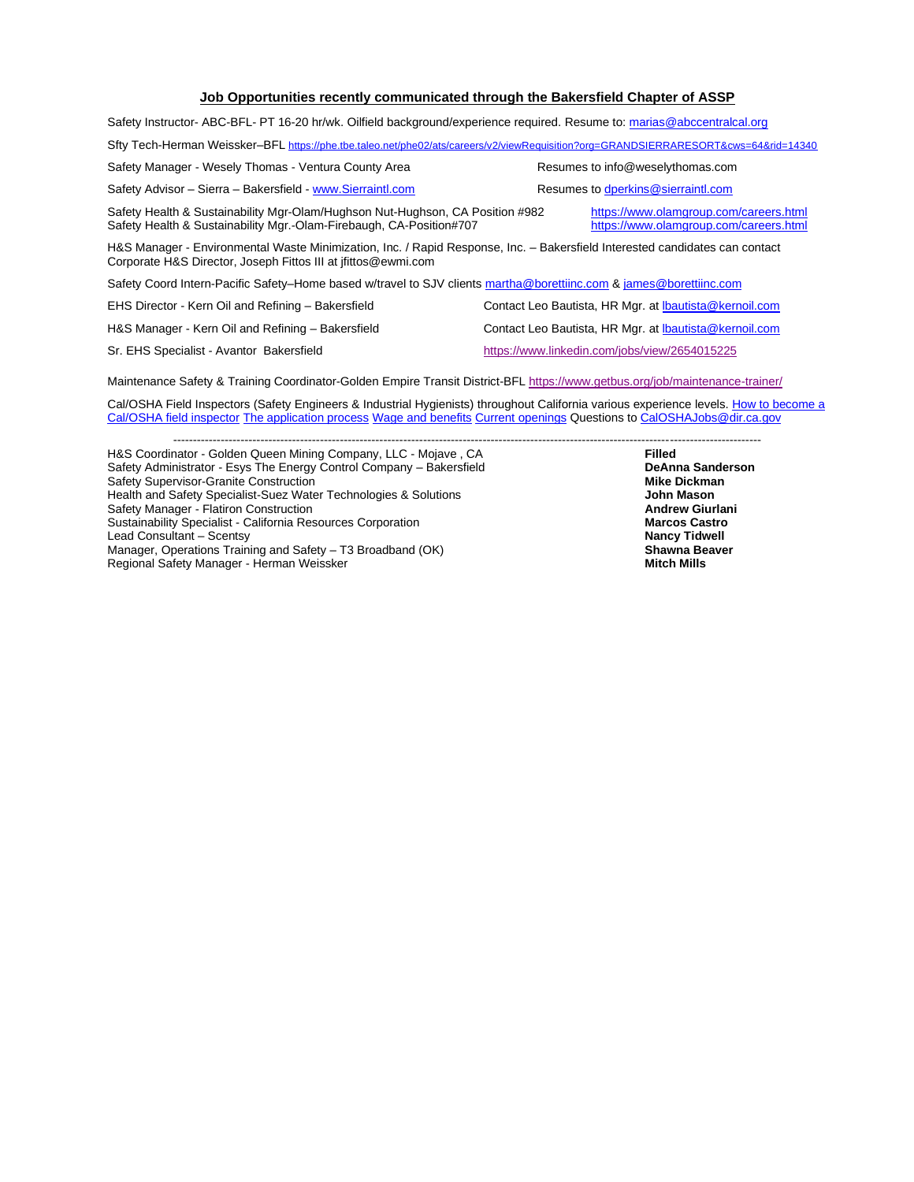## Job Opportunities recently communicated through the Bakersfield Chapter of ASSP

Safety Instructor- ABC-BFL- PT 16-20 hr/wk. Oilfield background/experience required. Resume to: marias@abccentralcal.org

Sfty Tech-Herman Weissker–BFL https://phe.tbe.taleo.net/phe02/ats/careers/v2/viewRequisition?org=GRANDSIERRARESORT&cws=64&rid=14340

Safety Manager - Wesely Thomas - Ventura County Area — Resumes to info@weselythomas.com

Safety Advisor – Sierra – Bakersfield - www.Sierraintl.com — Resumes to dperkins@sierraintl.com

Safety Health & Sustainability Mgr-Olam/Hughson Nut-Hughson, CA Position #982 — https://www.olamgroup.com/careers.html
Safety Health & Sustainability Mgr.-Olam-Firebaugh, CA-Position#707 — https://www.olamgroup.com/careers.html

H&S Manager - Environmental Waste Minimization, Inc. / Rapid Response, Inc. – Bakersfield Interested candidates can contact Corporate H&S Director, Joseph Fittos III at jfittos@ewmi.com

Safety Coord Intern-Pacific Safety–Home based w/travel to SJV clients martha@borettiinc.com & james@borettiinc.com

EHS Director - Kern Oil and Refining – Bakersfield — Contact Leo Bautista, HR Mgr. at lbautista@kernoil.com

H&S Manager - Kern Oil and Refining – Bakersfield — Contact Leo Bautista, HR Mgr. at lbautista@kernoil.com

Sr. EHS Specialist - Avantor Bakersfield — https://www.linkedin.com/jobs/view/2654015225

Maintenance Safety & Training Coordinator-Golden Empire Transit District-BFL https://www.getbus.org/job/maintenance-trainer/

Cal/OSHA Field Inspectors (Safety Engineers & Industrial Hygienists) throughout California various experience levels. How to become a Cal/OSHA field inspector The application process Wage and benefits Current openings Questions to CalOSHAJobs@dir.ca.gov

---

| | |
|---|---|
| H&S Coordinator - Golden Queen Mining Company, LLC - Mojave , CA | **Filled** |
| Safety Administrator - Esys The Energy Control Company – Bakersfield | **DeAnna Sanderson** |
| Safety Supervisor-Granite Construction | **Mike Dickman** |
| Health and Safety Specialist-Suez Water Technologies & Solutions | **John Mason** |
| Safety Manager - Flatiron Construction | **Andrew Giurlani** |
| Sustainability Specialist - California Resources Corporation | **Marcos Castro** |
| Lead Consultant – Scentsy | **Nancy Tidwell** |
| Manager, Operations Training and Safety – T3 Broadband (OK) | **Shawna Beaver** |
| Regional Safety Manager - Herman Weissker | **Mitch Mills** |